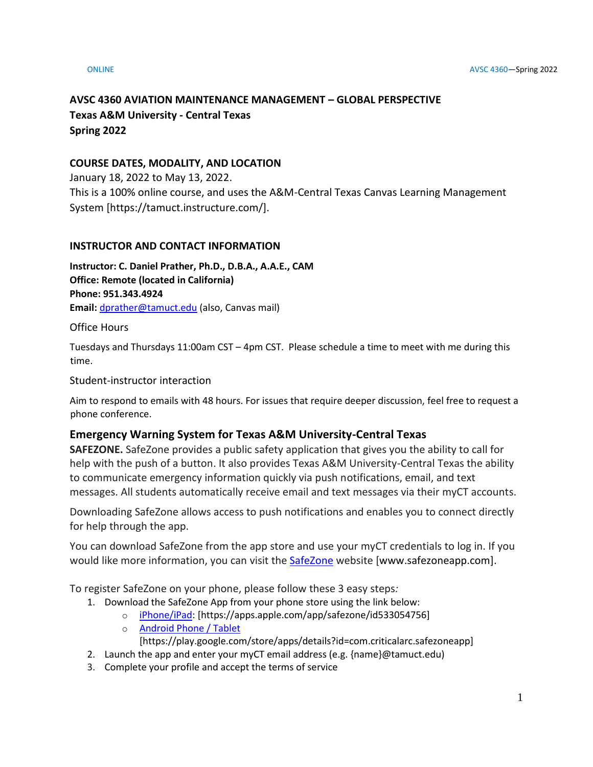**AVSC 4360 AVIATION MAINTENANCE MANAGEMENT – GLOBAL PERSPECTIVE**
**Texas A&M University - Central Texas**
**Spring 2022**

## COURSE DATES, MODALITY, AND LOCATION

January 18, 2022 to May 13, 2022.
This is a 100% online course, and uses the A&M-Central Texas Canvas Learning Management System [https://tamuct.instructure.com/].

## INSTRUCTOR AND CONTACT INFORMATION

**Instructor: C. Daniel Prather, Ph.D., D.B.A., A.A.E., CAM**
**Office: Remote (located in California)**
**Phone: 951.343.4924**
**Email:** dprather@tamuct.edu (also, Canvas mail)

Office Hours

Tuesdays and Thursdays 11:00am CST – 4pm CST. Please schedule a time to meet with me during this time.

Student-instructor interaction

Aim to respond to emails with 48 hours. For issues that require deeper discussion, feel free to request a phone conference.

## Emergency Warning System for Texas A&M University-Central Texas

**SAFEZONE.** SafeZone provides a public safety application that gives you the ability to call for help with the push of a button. It also provides Texas A&M University-Central Texas the ability to communicate emergency information quickly via push notifications, email, and text messages. All students automatically receive email and text messages via their myCT accounts.

Downloading SafeZone allows access to push notifications and enables you to connect directly for help through the app.

You can download SafeZone from the app store and use your myCT credentials to log in. If you would like more information, you can visit the SafeZone website [www.safezoneapp.com].

To register SafeZone on your phone, please follow these 3 easy steps*:*

1. Download the SafeZone App from your phone store using the link below:
   - iPhone/iPad: [https://apps.apple.com/app/safezone/id533054756]
   - Android Phone / Tablet [https://play.google.com/store/apps/details?id=com.criticalarc.safezoneapp]
2. Launch the app and enter your myCT email address (e.g. {name}@tamuct.edu)
3. Complete your profile and accept the terms of service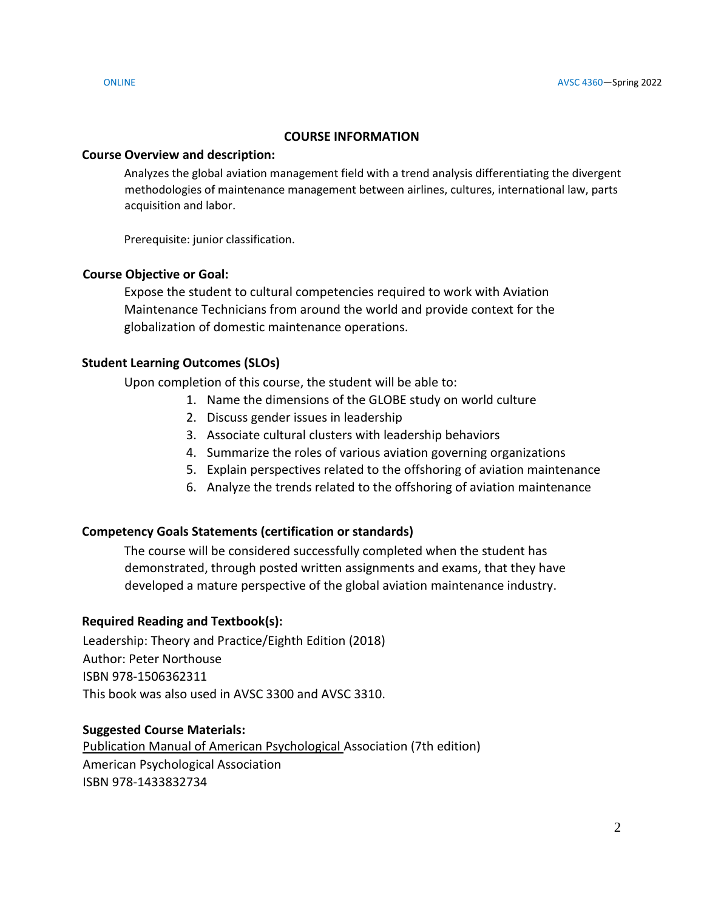## COURSE INFORMATION

### Course Overview and description:

Analyzes the global aviation management field with a trend analysis differentiating the divergent methodologies of maintenance management between airlines, cultures, international law, parts acquisition and labor.

Prerequisite: junior classification.

### Course Objective or Goal:

Expose the student to cultural competencies required to work with Aviation Maintenance Technicians from around the world and provide context for the globalization of domestic maintenance operations.

### Student Learning Outcomes (SLOs)

Upon completion of this course, the student will be able to:

1. Name the dimensions of the GLOBE study on world culture
2. Discuss gender issues in leadership
3. Associate cultural clusters with leadership behaviors
4. Summarize the roles of various aviation governing organizations
5. Explain perspectives related to the offshoring of aviation maintenance
6. Analyze the trends related to the offshoring of aviation maintenance

### Competency Goals Statements (certification or standards)

The course will be considered successfully completed when the student has demonstrated, through posted written assignments and exams, that they have developed a mature perspective of the global aviation maintenance industry.

### Required Reading and Textbook(s):

Leadership: Theory and Practice/Eighth Edition (2018)
Author: Peter Northouse
ISBN 978-1506362311
This book was also used in AVSC 3300 and AVSC 3310.

### Suggested Course Materials:

Publication Manual of American Psychological Association (7th edition)
American Psychological Association
ISBN 978-1433832734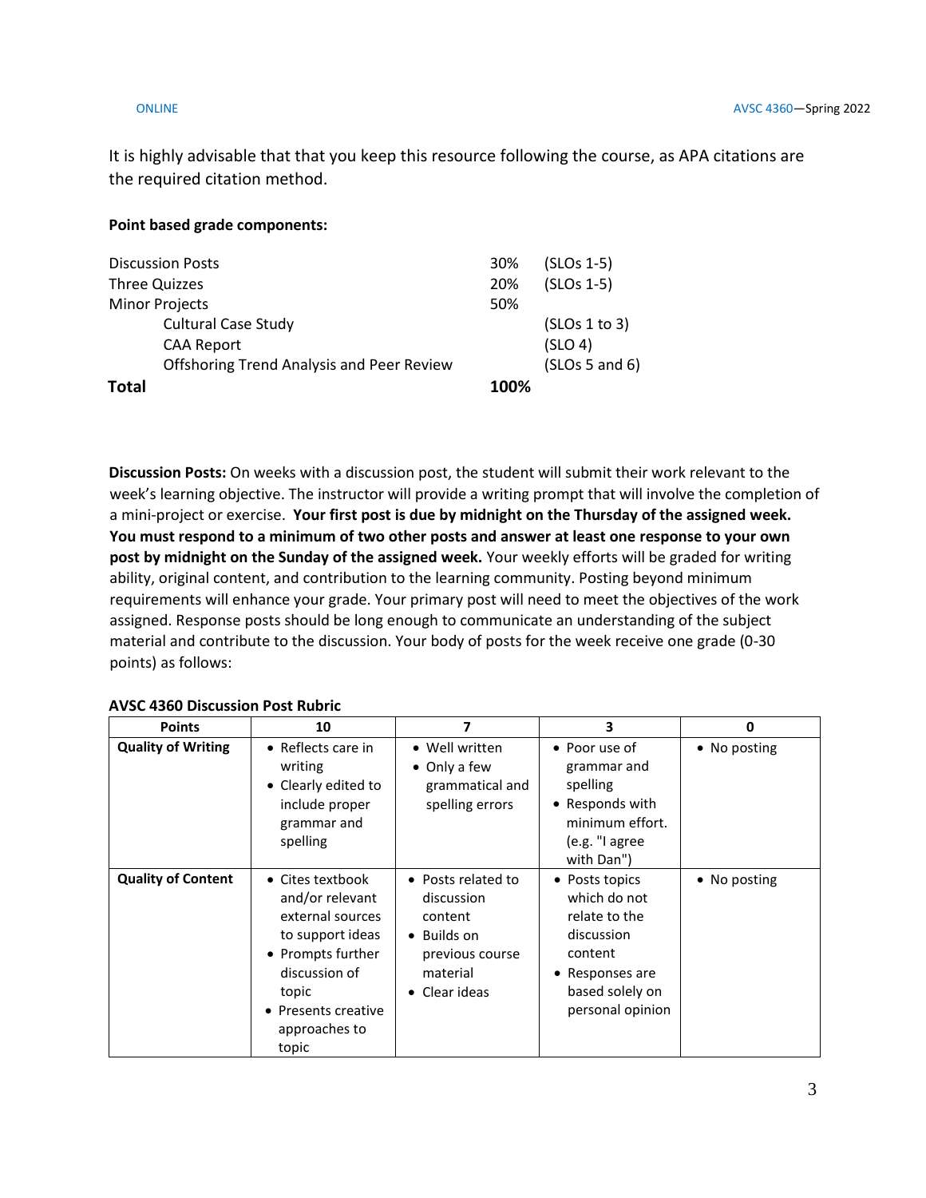It is highly advisable that that you keep this resource following the course, as APA citations are the required citation method.

**Point based grade components:**

| | | |
|---|---|---|
| Discussion Posts | 30% | (SLOs 1-5) |
| Three Quizzes | 20% | (SLOs 1-5) |
| Minor Projects | 50% | |
| Cultural Case Study | | (SLOs 1 to 3) |
| CAA Report | | (SLO 4) |
| Offshoring Trend Analysis and Peer Review | | (SLOs 5 and 6) |
| **Total** | **100%** | |

**Discussion Posts:** On weeks with a discussion post, the student will submit their work relevant to the week's learning objective. The instructor will provide a writing prompt that will involve the completion of a mini-project or exercise. **Your first post is due by midnight on the Thursday of the assigned week. You must respond to a minimum of two other posts and answer at least one response to your own post by midnight on the Sunday of the assigned week.** Your weekly efforts will be graded for writing ability, original content, and contribution to the learning community. Posting beyond minimum requirements will enhance your grade. Your primary post will need to meet the objectives of the work assigned. Response posts should be long enough to communicate an understanding of the subject material and contribute to the discussion. Your body of posts for the week receive one grade (0-30 points) as follows:

**AVSC 4360 Discussion Post Rubric**

| Points | 10 | 7 | 3 | 0 |
|---|---|---|---|---|
| **Quality of Writing** | • Reflects care in writing<br>• Clearly edited to include proper grammar and spelling | • Well written<br>• Only a few grammatical and spelling errors | • Poor use of grammar and spelling<br>• Responds with minimum effort. (e.g. "I agree with Dan") | • No posting |
| **Quality of Content** | • Cites textbook and/or relevant external sources to support ideas<br>• Prompts further discussion of topic<br>• Presents creative approaches to topic | • Posts related to discussion content<br>• Builds on previous course material<br>• Clear ideas | • Posts topics which do not relate to the discussion content<br>• Responses are based solely on personal opinion | • No posting |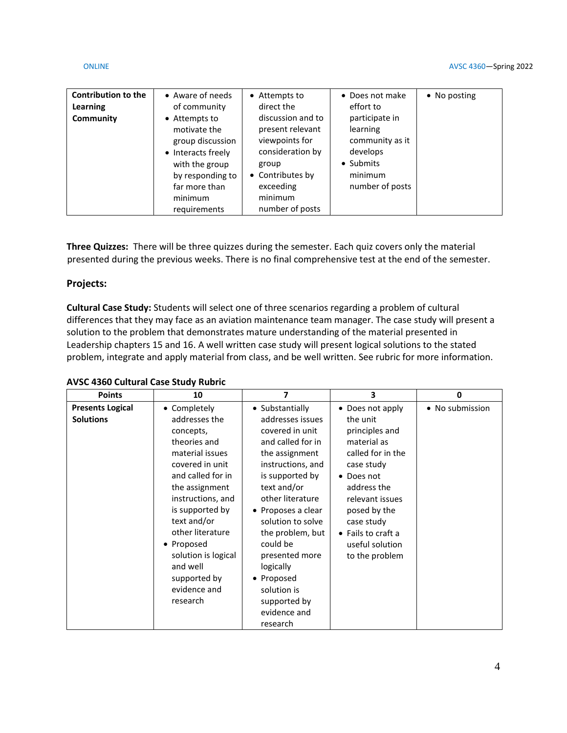| Contribution to the Learning Community | • Aware of needs of community<br>• Attempts to motivate the group discussion<br>• Interacts freely with the group by responding to far more than minimum requirements | • Attempts to direct the discussion and to present relevant viewpoints for consideration by group<br>• Contributes by exceeding minimum number of posts | • Does not make effort to participate in learning community as it develops<br>• Submits minimum number of posts | • No posting |
|---|---|---|---|---|

**Three Quizzes:** There will be three quizzes during the semester. Each quiz covers only the material presented during the previous weeks. There is no final comprehensive test at the end of the semester.

### Projects:

**Cultural Case Study:** Students will select one of three scenarios regarding a problem of cultural differences that they may face as an aviation maintenance team manager. The case study will present a solution to the problem that demonstrates mature understanding of the material presented in Leadership chapters 15 and 16. A well written case study will present logical solutions to the stated problem, integrate and apply material from class, and be well written. See rubric for more information.

**AVSC 4360 Cultural Case Study Rubric**

| Points | 10 | 7 | 3 | 0 |
|---|---|---|---|---|
| **Presents Logical Solutions** | • Completely addresses the concepts, theories and material issues covered in unit and called for in the assignment instructions, and is supported by text and/or other literature<br>• Proposed solution is logical and well supported by evidence and research | • Substantially addresses issues covered in unit and called for in the assignment instructions, and is supported by text and/or other literature<br>• Proposes a clear solution to solve the problem, but could be presented more logically<br>• Proposed solution is supported by evidence and research | • Does not apply the unit principles and material as called for in the case study<br>• Does not address the relevant issues posed by the case study<br>• Fails to craft a useful solution to the problem | • No submission |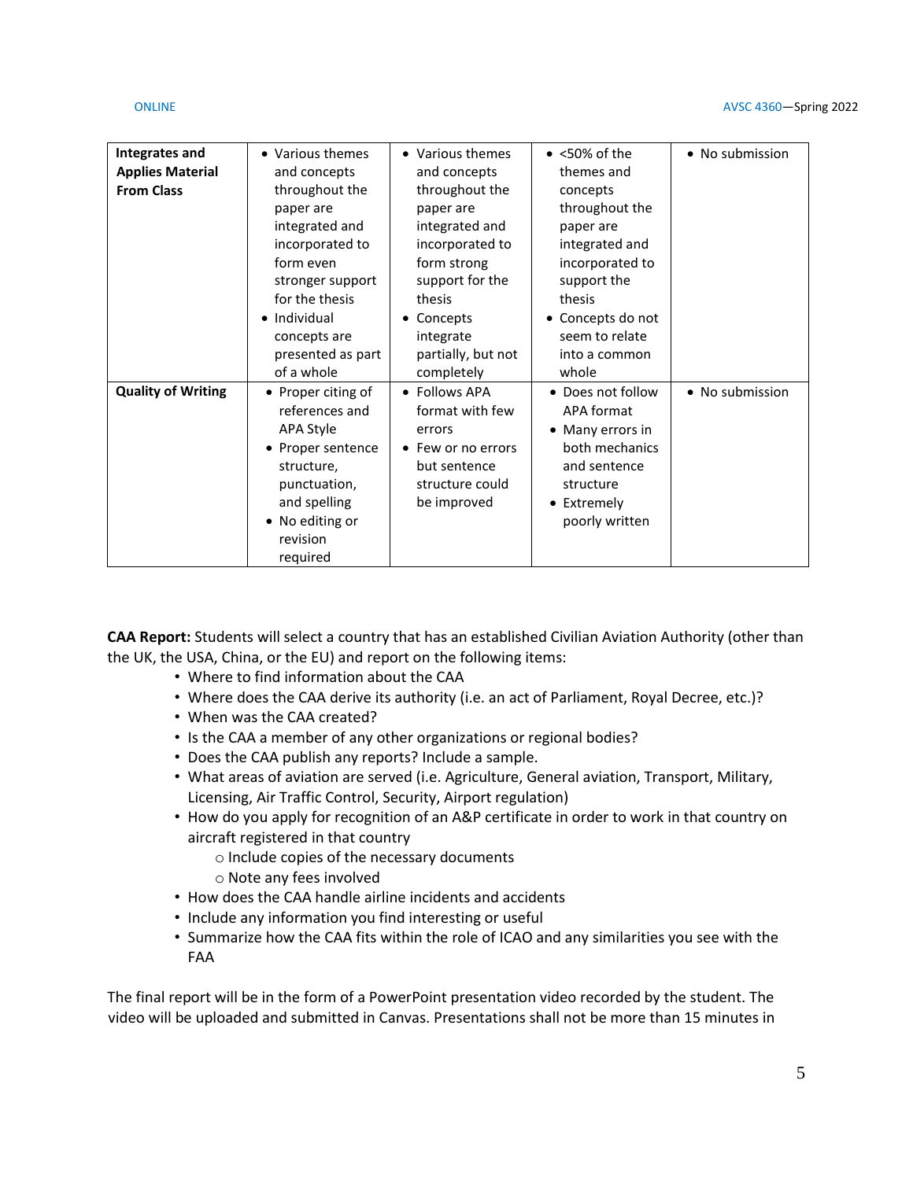| Integrates and Applies Material From Class | • Various themes and concepts throughout the paper are integrated and incorporated to form even stronger support for the thesis<br>• Individual concepts are presented as part of a whole | • Various themes and concepts throughout the paper are integrated and incorporated to form strong support for the thesis<br>• Concepts integrate partially, but not completely | • <50% of the themes and concepts throughout the paper are integrated and incorporated to support the thesis<br>• Concepts do not seem to relate into a common whole | • No submission |
|---|---|---|---|---|
| **Quality of Writing** | • Proper citing of references and APA Style<br>• Proper sentence structure, punctuation, and spelling<br>• No editing or revision required | • Follows APA format with few errors<br>• Few or no errors but sentence structure could be improved | • Does not follow APA format<br>• Many errors in both mechanics and sentence structure<br>• Extremely poorly written | • No submission |

**CAA Report:** Students will select a country that has an established Civilian Aviation Authority (other than the UK, the USA, China, or the EU) and report on the following items:

- Where to find information about the CAA
- Where does the CAA derive its authority (i.e. an act of Parliament, Royal Decree, etc.)?
- When was the CAA created?
- Is the CAA a member of any other organizations or regional bodies?
- Does the CAA publish any reports? Include a sample.
- What areas of aviation are served (i.e. Agriculture, General aviation, Transport, Military, Licensing, Air Traffic Control, Security, Airport regulation)
- How do you apply for recognition of an A&P certificate in order to work in that country on aircraft registered in that country
  - Include copies of the necessary documents
  - Note any fees involved
- How does the CAA handle airline incidents and accidents
- Include any information you find interesting or useful
- Summarize how the CAA fits within the role of ICAO and any similarities you see with the FAA

The final report will be in the form of a PowerPoint presentation video recorded by the student. The video will be uploaded and submitted in Canvas. Presentations shall not be more than 15 minutes in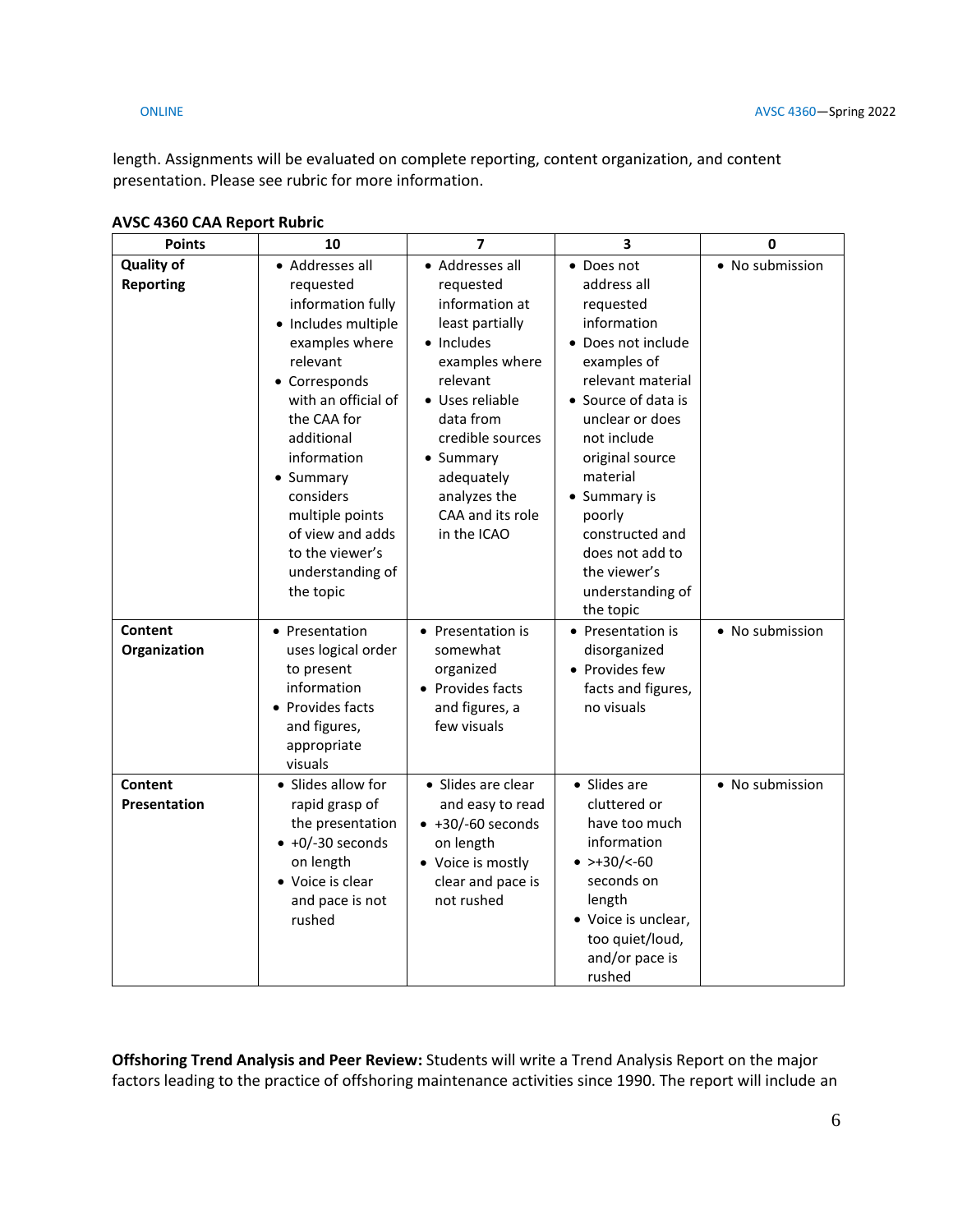length. Assignments will be evaluated on complete reporting, content organization, and content presentation. Please see rubric for more information.

**AVSC 4360 CAA Report Rubric**

| Points | 10 | 7 | 3 | 0 |
|---|---|---|---|---|
| **Quality of Reporting** | • Addresses all requested information fully<br>• Includes multiple examples where relevant<br>• Corresponds with an official of the CAA for additional information<br>• Summary considers multiple points of view and adds to the viewer's understanding of the topic | • Addresses all requested information at least partially<br>• Includes examples where relevant<br>• Uses reliable data from credible sources<br>• Summary adequately analyzes the CAA and its role in the ICAO | • Does not address all requested information<br>• Does not include examples of relevant material<br>• Source of data is unclear or does not include original source material<br>• Summary is poorly constructed and does not add to the viewer's understanding of the topic | • No submission |
| **Content Organization** | • Presentation uses logical order to present information<br>• Provides facts and figures, appropriate visuals | • Presentation is somewhat organized<br>• Provides facts and figures, a few visuals | • Presentation is disorganized<br>• Provides few facts and figures, no visuals | • No submission |
| **Content Presentation** | • Slides allow for rapid grasp of the presentation<br>• +0/-30 seconds on length<br>• Voice is clear and pace is not rushed | • Slides are clear and easy to read<br>• +30/-60 seconds on length<br>• Voice is mostly clear and pace is not rushed | • Slides are cluttered or have too much information<br>• >+30/<-60 seconds on length<br>• Voice is unclear, too quiet/loud, and/or pace is rushed | • No submission |

**Offshoring Trend Analysis and Peer Review:** Students will write a Trend Analysis Report on the major factors leading to the practice of offshoring maintenance activities since 1990. The report will include an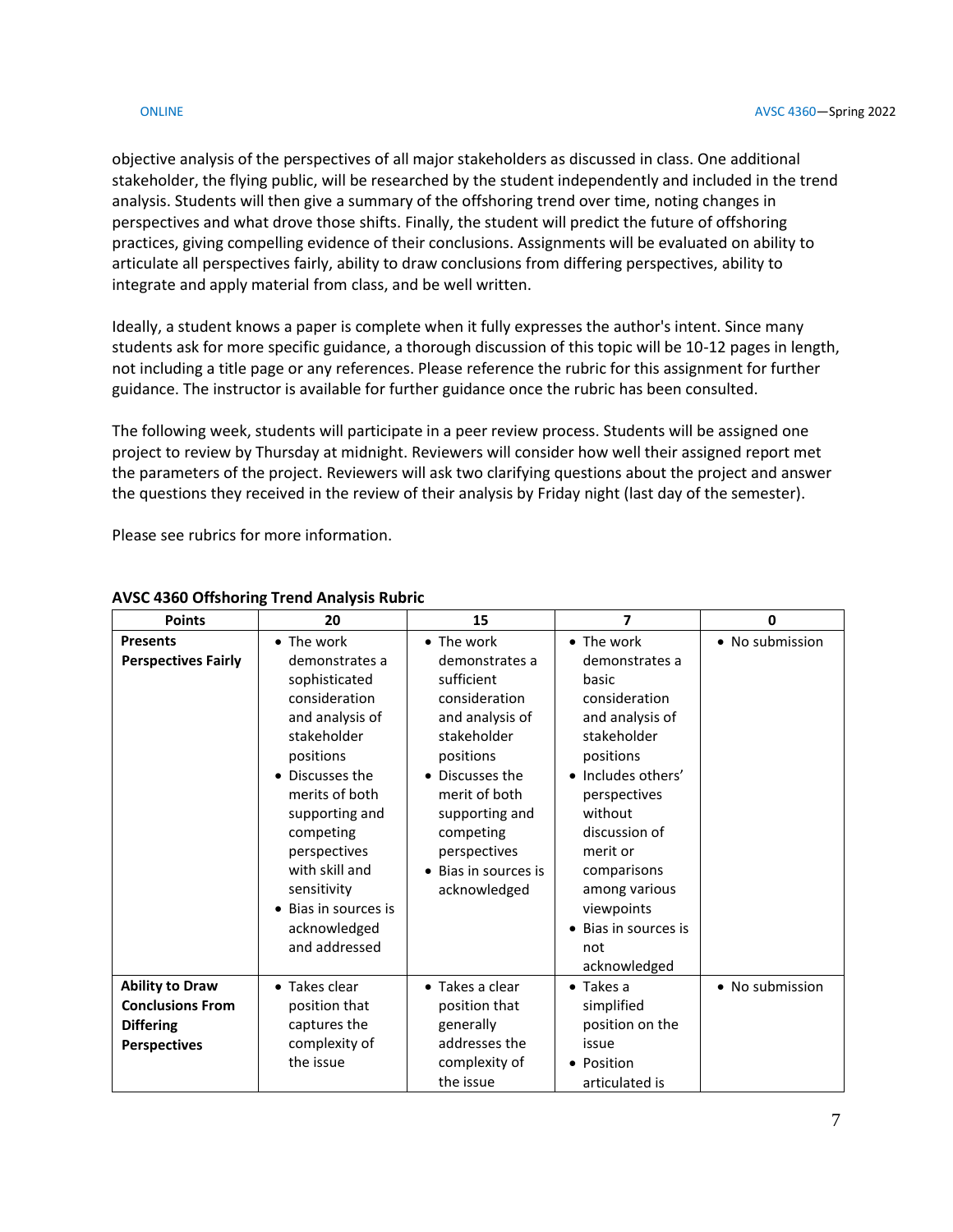objective analysis of the perspectives of all major stakeholders as discussed in class. One additional stakeholder, the flying public, will be researched by the student independently and included in the trend analysis. Students will then give a summary of the offshoring trend over time, noting changes in perspectives and what drove those shifts. Finally, the student will predict the future of offshoring practices, giving compelling evidence of their conclusions. Assignments will be evaluated on ability to articulate all perspectives fairly, ability to draw conclusions from differing perspectives, ability to integrate and apply material from class, and be well written.

Ideally, a student knows a paper is complete when it fully expresses the author's intent. Since many students ask for more specific guidance, a thorough discussion of this topic will be 10-12 pages in length, not including a title page or any references. Please reference the rubric for this assignment for further guidance. The instructor is available for further guidance once the rubric has been consulted.

The following week, students will participate in a peer review process. Students will be assigned one project to review by Thursday at midnight. Reviewers will consider how well their assigned report met the parameters of the project. Reviewers will ask two clarifying questions about the project and answer the questions they received in the review of their analysis by Friday night (last day of the semester).

Please see rubrics for more information.

**AVSC 4360 Offshoring Trend Analysis Rubric**

| Points | 20 | 15 | 7 | 0 |
| --- | --- | --- | --- | --- |
| **Presents Perspectives Fairly** | • The work demonstrates a sophisticated consideration and analysis of stakeholder positions<br>• Discusses the merits of both supporting and competing perspectives with skill and sensitivity<br>• Bias in sources is acknowledged and addressed | • The work demonstrates a sufficient consideration and analysis of stakeholder positions<br>• Discusses the merit of both supporting and competing perspectives<br>• Bias in sources is acknowledged | • The work demonstrates a basic consideration and analysis of stakeholder positions<br>• Includes others' perspectives without discussion of merit or comparisons among various viewpoints<br>• Bias in sources is not acknowledged | • No submission |
| **Ability to Draw Conclusions From Differing Perspectives** | • Takes clear position that captures the complexity of the issue | • Takes a clear position that generally addresses the complexity of the issue | • Takes a simplified position on the issue<br>• Position articulated is | • No submission |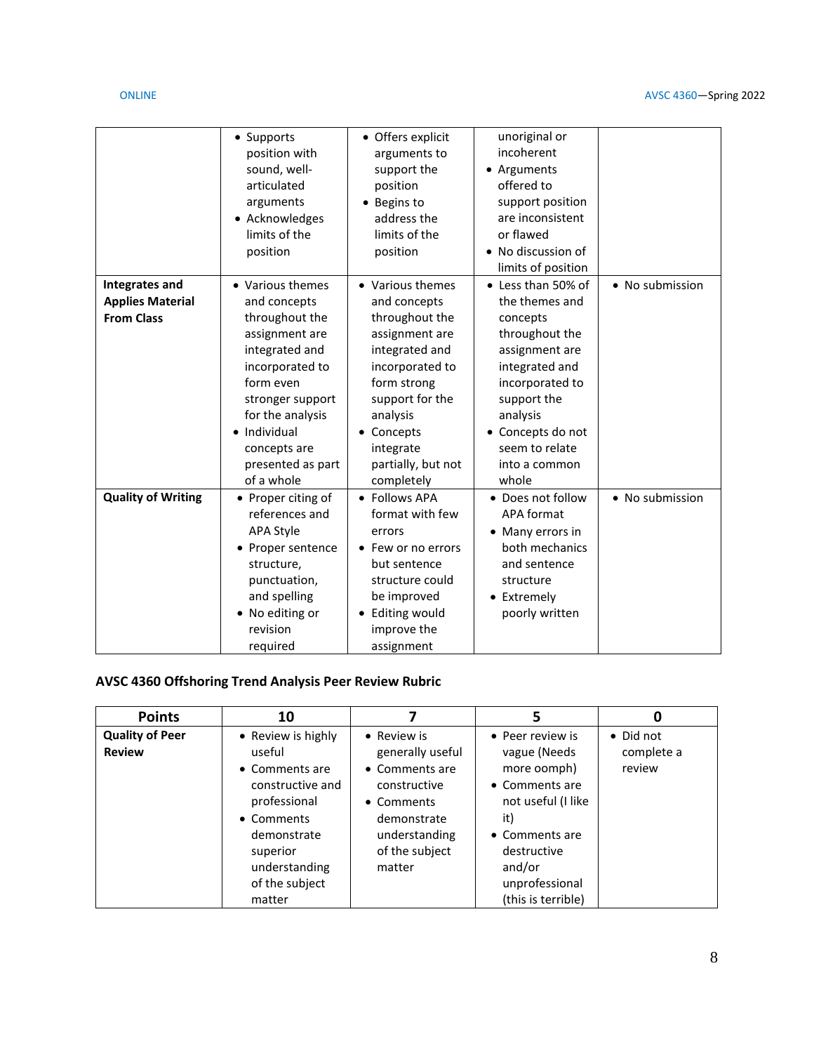| | | | | |
|---|---|---|---|---|
| | • Supports position with sound, well-articulated arguments<br>• Acknowledges limits of the position | • Offers explicit arguments to support the position<br>• Begins to address the limits of the position | unoriginal or incoherent<br>• Arguments offered to support position are inconsistent or flawed<br>• No discussion of limits of position | |
| **Integrates and Applies Material From Class** | • Various themes and concepts throughout the assignment are integrated and incorporated to form even stronger support for the analysis<br>• Individual concepts are presented as part of a whole | • Various themes and concepts throughout the assignment are integrated and incorporated to form strong support for the analysis<br>• Concepts integrate partially, but not completely | • Less than 50% of the themes and concepts throughout the assignment are integrated and incorporated to support the analysis<br>• Concepts do not seem to relate into a common whole | • No submission |
| **Quality of Writing** | • Proper citing of references and APA Style<br>• Proper sentence structure, punctuation, and spelling<br>• No editing or revision required | • Follows APA format with few errors<br>• Few or no errors but sentence structure could be improved<br>• Editing would improve the assignment | • Does not follow APA format<br>• Many errors in both mechanics and sentence structure<br>• Extremely poorly written | • No submission |

**AVSC 4360 Offshoring Trend Analysis Peer Review Rubric**

| Points | 10 | 7 | 5 | 0 |
|---|---|---|---|---|
| **Quality of Peer Review** | • Review is highly useful<br>• Comments are constructive and professional<br>• Comments demonstrate superior understanding of the subject matter | • Review is generally useful<br>• Comments are constructive<br>• Comments demonstrate understanding of the subject matter | • Peer review is vague (Needs more oomph)<br>• Comments are not useful (I like it)<br>• Comments are destructive and/or unprofessional (this is terrible) | • Did not complete a review |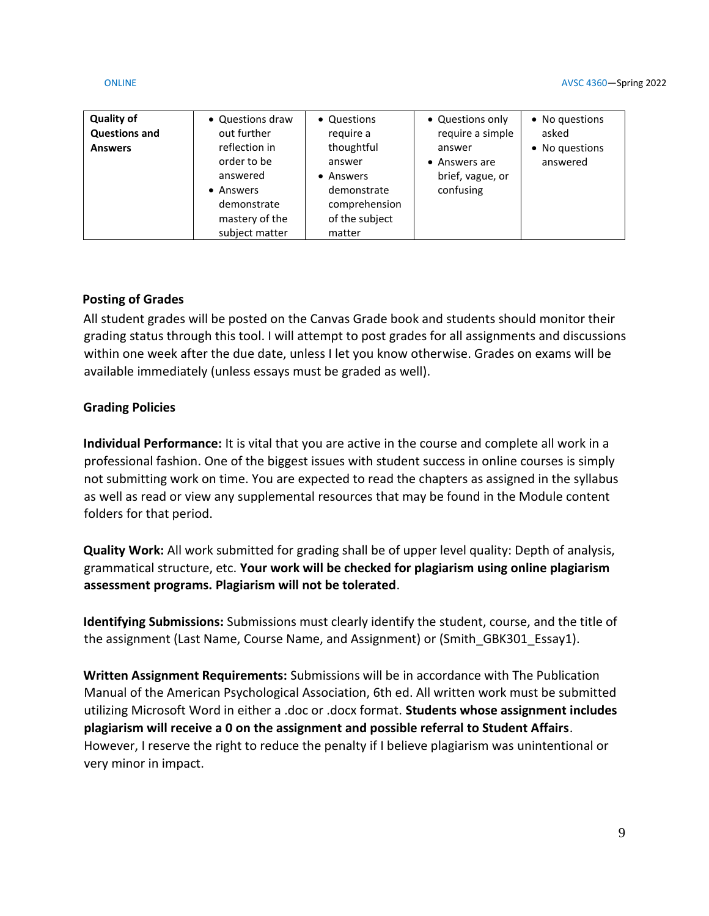| Quality of Questions and Answers | • Questions draw out further reflection in order to be answered<br>• Answers demonstrate mastery of the subject matter | • Questions require a thoughtful answer<br>• Answers demonstrate comprehension of the subject matter | • Questions only require a simple answer<br>• Answers are brief, vague, or confusing | • No questions asked<br>• No questions answered |
|---|---|---|---|---|

**Posting of Grades**

All student grades will be posted on the Canvas Grade book and students should monitor their grading status through this tool. I will attempt to post grades for all assignments and discussions within one week after the due date, unless I let you know otherwise. Grades on exams will be available immediately (unless essays must be graded as well).

**Grading Policies**

**Individual Performance:** It is vital that you are active in the course and complete all work in a professional fashion. One of the biggest issues with student success in online courses is simply not submitting work on time. You are expected to read the chapters as assigned in the syllabus as well as read or view any supplemental resources that may be found in the Module content folders for that period.

**Quality Work:** All work submitted for grading shall be of upper level quality: Depth of analysis, grammatical structure, etc. **Your work will be checked for plagiarism using online plagiarism assessment programs. Plagiarism will not be tolerated**.

**Identifying Submissions:** Submissions must clearly identify the student, course, and the title of the assignment (Last Name, Course Name, and Assignment) or (Smith_GBK301_Essay1).

**Written Assignment Requirements:** Submissions will be in accordance with The Publication Manual of the American Psychological Association, 6th ed. All written work must be submitted utilizing Microsoft Word in either a .doc or .docx format. **Students whose assignment includes plagiarism will receive a 0 on the assignment and possible referral to Student Affairs**. However, I reserve the right to reduce the penalty if I believe plagiarism was unintentional or very minor in impact.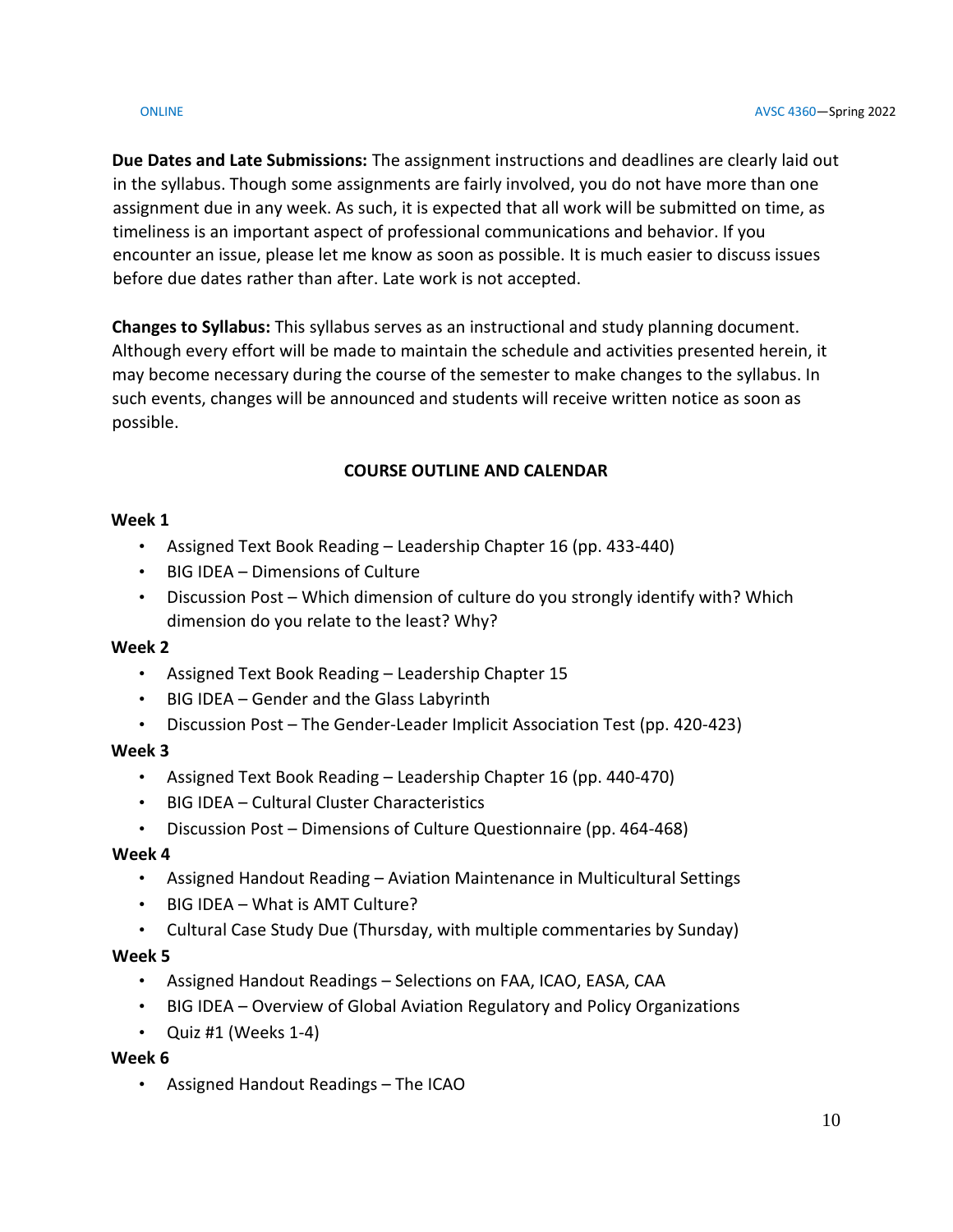**Due Dates and Late Submissions:** The assignment instructions and deadlines are clearly laid out in the syllabus. Though some assignments are fairly involved, you do not have more than one assignment due in any week. As such, it is expected that all work will be submitted on time, as timeliness is an important aspect of professional communications and behavior. If you encounter an issue, please let me know as soon as possible. It is much easier to discuss issues before due dates rather than after. Late work is not accepted.

**Changes to Syllabus:** This syllabus serves as an instructional and study planning document. Although every effort will be made to maintain the schedule and activities presented herein, it may become necessary during the course of the semester to make changes to the syllabus. In such events, changes will be announced and students will receive written notice as soon as possible.

## COURSE OUTLINE AND CALENDAR

**Week 1**

- Assigned Text Book Reading – Leadership Chapter 16 (pp. 433-440)
- BIG IDEA – Dimensions of Culture
- Discussion Post – Which dimension of culture do you strongly identify with? Which dimension do you relate to the least? Why?

**Week 2**

- Assigned Text Book Reading – Leadership Chapter 15
- BIG IDEA – Gender and the Glass Labyrinth
- Discussion Post – The Gender-Leader Implicit Association Test (pp. 420-423)

**Week 3**

- Assigned Text Book Reading – Leadership Chapter 16 (pp. 440-470)
- BIG IDEA – Cultural Cluster Characteristics
- Discussion Post – Dimensions of Culture Questionnaire (pp. 464-468)

**Week 4**

- Assigned Handout Reading – Aviation Maintenance in Multicultural Settings
- BIG IDEA – What is AMT Culture?
- Cultural Case Study Due (Thursday, with multiple commentaries by Sunday)

**Week 5**

- Assigned Handout Readings – Selections on FAA, ICAO, EASA, CAA
- BIG IDEA – Overview of Global Aviation Regulatory and Policy Organizations
- Quiz #1 (Weeks 1-4)

**Week 6**

- Assigned Handout Readings – The ICAO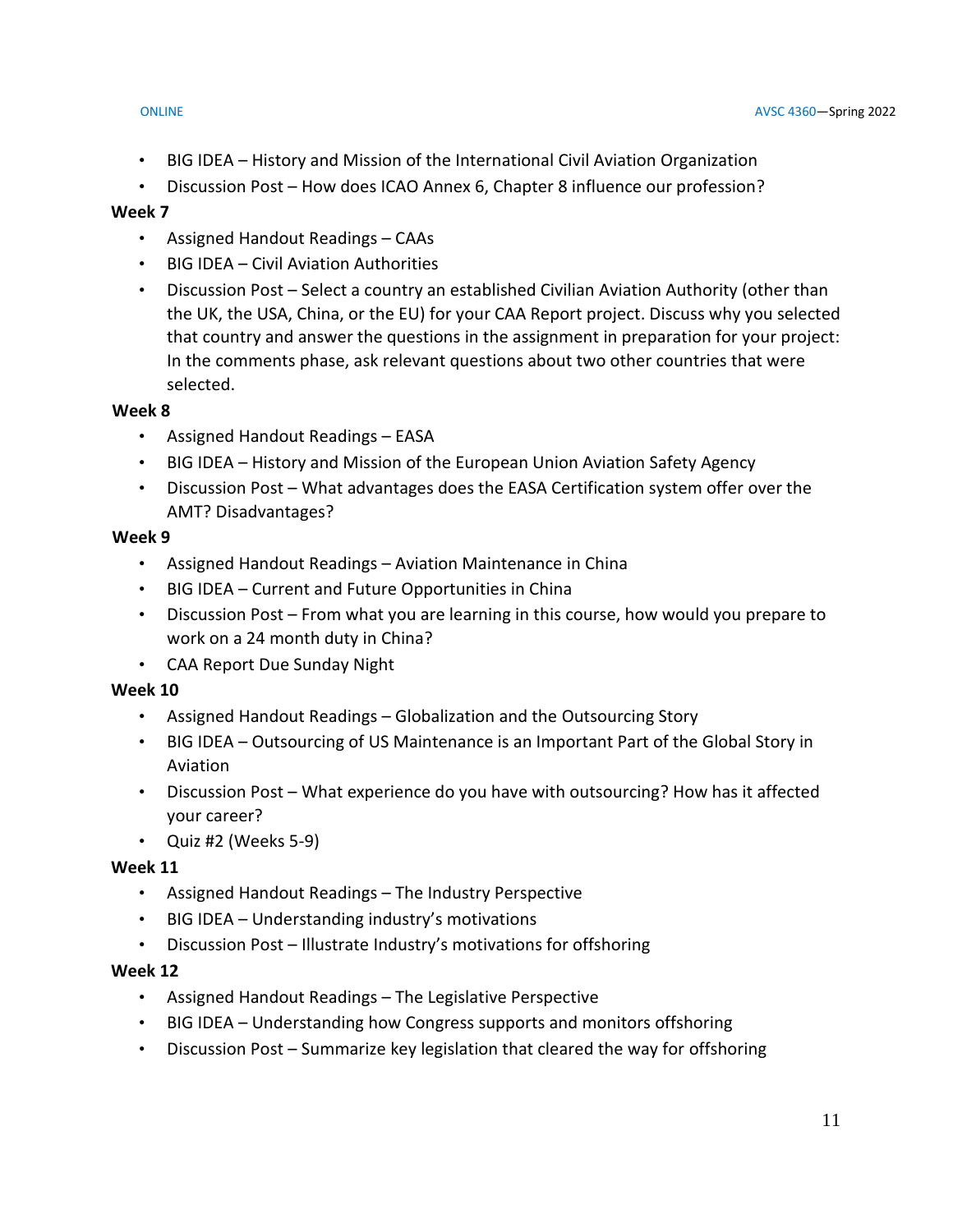- BIG IDEA – History and Mission of the International Civil Aviation Organization
- Discussion Post – How does ICAO Annex 6, Chapter 8 influence our profession?

**Week 7**

- Assigned Handout Readings – CAAs
- BIG IDEA – Civil Aviation Authorities
- Discussion Post – Select a country an established Civilian Aviation Authority (other than the UK, the USA, China, or the EU) for your CAA Report project. Discuss why you selected that country and answer the questions in the assignment in preparation for your project: In the comments phase, ask relevant questions about two other countries that were selected.

**Week 8**

- Assigned Handout Readings – EASA
- BIG IDEA – History and Mission of the European Union Aviation Safety Agency
- Discussion Post – What advantages does the EASA Certification system offer over the AMT? Disadvantages?

**Week 9**

- Assigned Handout Readings – Aviation Maintenance in China
- BIG IDEA – Current and Future Opportunities in China
- Discussion Post – From what you are learning in this course, how would you prepare to work on a 24 month duty in China?
- CAA Report Due Sunday Night

**Week 10**

- Assigned Handout Readings – Globalization and the Outsourcing Story
- BIG IDEA – Outsourcing of US Maintenance is an Important Part of the Global Story in Aviation
- Discussion Post – What experience do you have with outsourcing? How has it affected your career?
- Quiz #2 (Weeks 5-9)

**Week 11**

- Assigned Handout Readings – The Industry Perspective
- BIG IDEA – Understanding industry's motivations
- Discussion Post – Illustrate Industry's motivations for offshoring

**Week 12**

- Assigned Handout Readings – The Legislative Perspective
- BIG IDEA – Understanding how Congress supports and monitors offshoring
- Discussion Post – Summarize key legislation that cleared the way for offshoring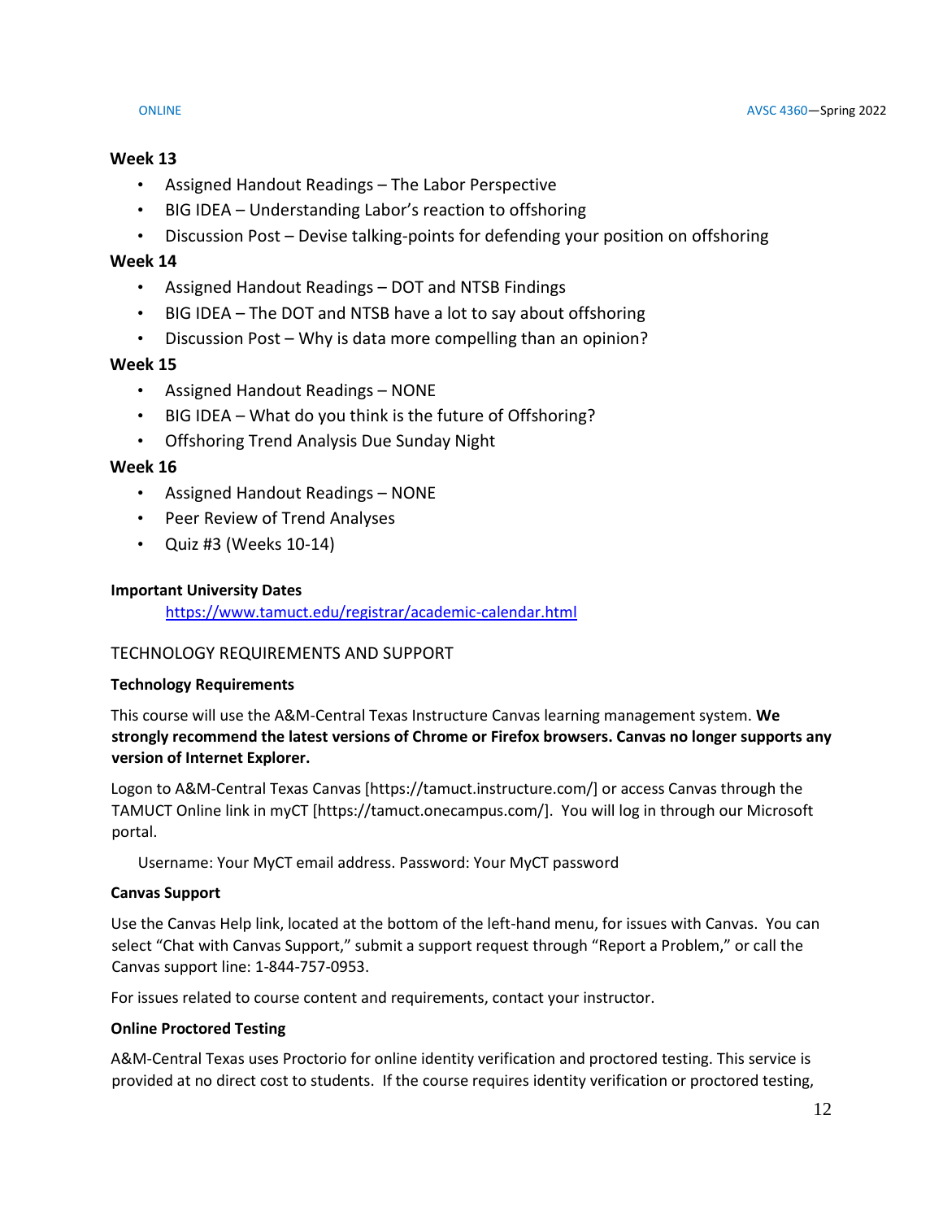**Week 13**

- Assigned Handout Readings – The Labor Perspective
- BIG IDEA – Understanding Labor's reaction to offshoring
- Discussion Post – Devise talking-points for defending your position on offshoring

**Week 14**

- Assigned Handout Readings – DOT and NTSB Findings
- BIG IDEA – The DOT and NTSB have a lot to say about offshoring
- Discussion Post – Why is data more compelling than an opinion?

**Week 15**

- Assigned Handout Readings – NONE
- BIG IDEA – What do you think is the future of Offshoring?
- Offshoring Trend Analysis Due Sunday Night

**Week 16**

- Assigned Handout Readings – NONE
- Peer Review of Trend Analyses
- Quiz #3 (Weeks 10-14)

**Important University Dates**

[https://www.tamuct.edu/registrar/academic-calendar.html](https://www.tamuct.edu/registrar/academic-calendar.html)

## TECHNOLOGY REQUIREMENTS AND SUPPORT

**Technology Requirements**

This course will use the A&M-Central Texas Instructure Canvas learning management system. **We strongly recommend the latest versions of Chrome or Firefox browsers. Canvas no longer supports any version of Internet Explorer.**

Logon to A&M-Central Texas Canvas [https://tamuct.instructure.com/] or access Canvas through the TAMUCT Online link in myCT [https://tamuct.onecampus.com/]. You will log in through our Microsoft portal.

Username: Your MyCT email address. Password: Your MyCT password

**Canvas Support**

Use the Canvas Help link, located at the bottom of the left-hand menu, for issues with Canvas. You can select "Chat with Canvas Support," submit a support request through "Report a Problem," or call the Canvas support line: 1-844-757-0953.

For issues related to course content and requirements, contact your instructor.

**Online Proctored Testing**

A&M-Central Texas uses Proctorio for online identity verification and proctored testing. This service is provided at no direct cost to students. If the course requires identity verification or proctored testing,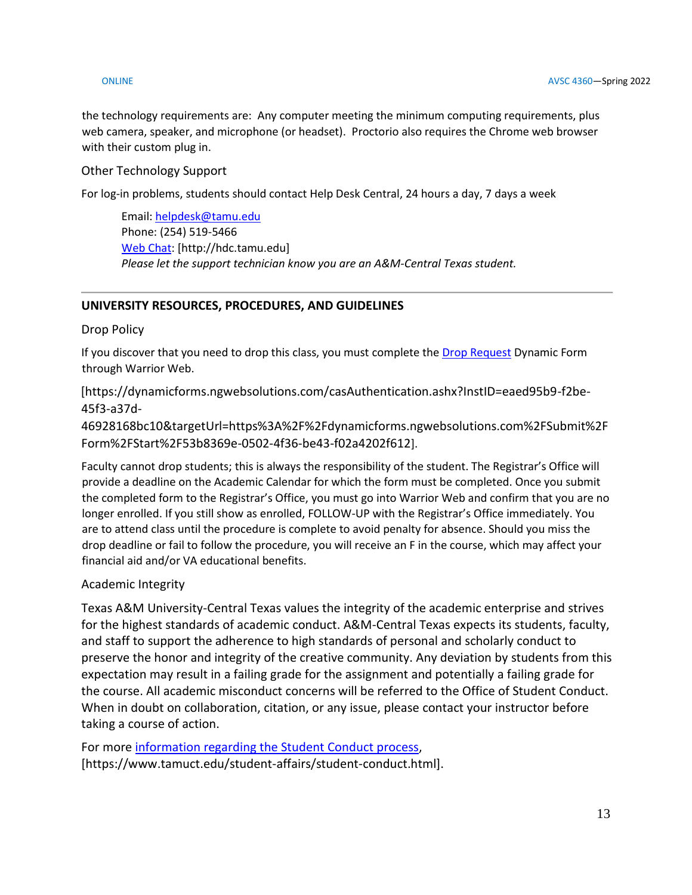the technology requirements are: Any computer meeting the minimum computing requirements, plus web camera, speaker, and microphone (or headset). Proctorio also requires the Chrome web browser with their custom plug in.

### Other Technology Support

For log-in problems, students should contact Help Desk Central, 24 hours a day, 7 days a week

> Email: helpdesk@tamu.edu
> Phone: (254) 519-5466
> Web Chat: [http://hdc.tamu.edu]
> *Please let the support technician know you are an A&M-Central Texas student.*

---

## UNIVERSITY RESOURCES, PROCEDURES, AND GUIDELINES

### Drop Policy

If you discover that you need to drop this class, you must complete the Drop Request Dynamic Form through Warrior Web.

[https://dynamicforms.ngwebsolutions.com/casAuthentication.ashx?InstID=eaed95b9-f2be-45f3-a37d-46928168bc10&targetUrl=https%3A%2F%2Fdynamicforms.ngwebsolutions.com%2FSubmit%2FForm%2FStart%2F53b8369e-0502-4f36-be43-f02a4202f612].

Faculty cannot drop students; this is always the responsibility of the student. The Registrar's Office will provide a deadline on the Academic Calendar for which the form must be completed. Once you submit the completed form to the Registrar's Office, you must go into Warrior Web and confirm that you are no longer enrolled. If you still show as enrolled, FOLLOW-UP with the Registrar's Office immediately. You are to attend class until the procedure is complete to avoid penalty for absence. Should you miss the drop deadline or fail to follow the procedure, you will receive an F in the course, which may affect your financial aid and/or VA educational benefits.

### Academic Integrity

Texas A&M University-Central Texas values the integrity of the academic enterprise and strives for the highest standards of academic conduct. A&M-Central Texas expects its students, faculty, and staff to support the adherence to high standards of personal and scholarly conduct to preserve the honor and integrity of the creative community. Any deviation by students from this expectation may result in a failing grade for the assignment and potentially a failing grade for the course. All academic misconduct concerns will be referred to the Office of Student Conduct. When in doubt on collaboration, citation, or any issue, please contact your instructor before taking a course of action.

For more information regarding the Student Conduct process, [https://www.tamuct.edu/student-affairs/student-conduct.html].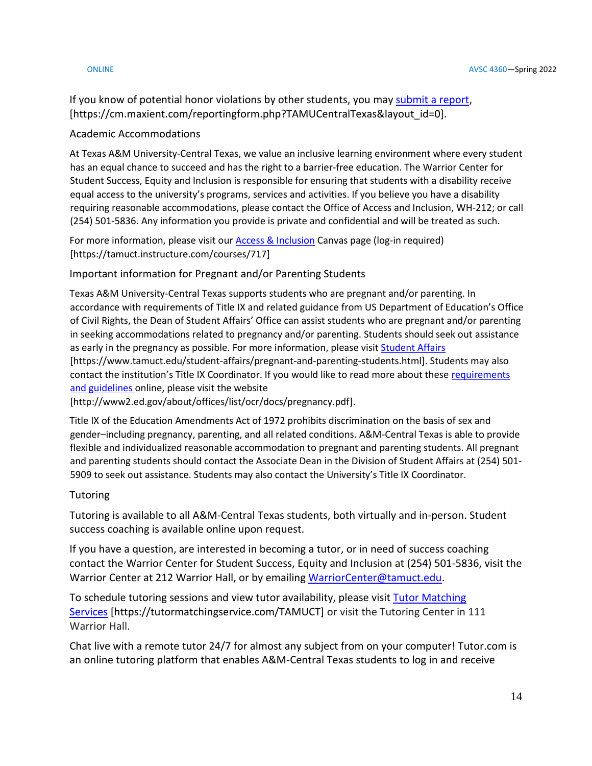If you know of potential honor violations by other students, you may [submit a report](https://cm.maxient.com/reportingform.php?TAMUCentralTexas&layout_id=0), [https://cm.maxient.com/reportingform.php?TAMUCentralTexas&layout_id=0].

### Academic Accommodations

At Texas A&M University-Central Texas, we value an inclusive learning environment where every student has an equal chance to succeed and has the right to a barrier-free education. The Warrior Center for Student Success, Equity and Inclusion is responsible for ensuring that students with a disability receive equal access to the university's programs, services and activities. If you believe you have a disability requiring reasonable accommodations, please contact the Office of Access and Inclusion, WH-212; or call (254) 501-5836. Any information you provide is private and confidential and will be treated as such.

For more information, please visit our Access & Inclusion Canvas page (log-in required) [https://tamuct.instructure.com/courses/717]

### Important information for Pregnant and/or Parenting Students

Texas A&M University-Central Texas supports students who are pregnant and/or parenting. In accordance with requirements of Title IX and related guidance from US Department of Education's Office of Civil Rights, the Dean of Student Affairs' Office can assist students who are pregnant and/or parenting in seeking accommodations related to pregnancy and/or parenting. Students should seek out assistance as early in the pregnancy as possible. For more information, please visit Student Affairs [https://www.tamuct.edu/student-affairs/pregnant-and-parenting-students.html]. Students may also contact the institution's Title IX Coordinator. If you would like to read more about these requirements and guidelines online, please visit the website [http://www2.ed.gov/about/offices/list/ocr/docs/pregnancy.pdf].

Title IX of the Education Amendments Act of 1972 prohibits discrimination on the basis of sex and gender–including pregnancy, parenting, and all related conditions. A&M-Central Texas is able to provide flexible and individualized reasonable accommodation to pregnant and parenting students. All pregnant and parenting students should contact the Associate Dean in the Division of Student Affairs at (254) 501-5909 to seek out assistance. Students may also contact the University's Title IX Coordinator.

### Tutoring

Tutoring is available to all A&M-Central Texas students, both virtually and in-person. Student success coaching is available online upon request.

If you have a question, are interested in becoming a tutor, or in need of success coaching contact the Warrior Center for Student Success, Equity and Inclusion at (254) 501-5836, visit the Warrior Center at 212 Warrior Hall, or by emailing WarriorCenter@tamuct.edu.

To schedule tutoring sessions and view tutor availability, please visit Tutor Matching Services [https://tutormatchingservice.com/TAMUCT] or visit the Tutoring Center in 111 Warrior Hall.

Chat live with a remote tutor 24/7 for almost any subject from on your computer! Tutor.com is an online tutoring platform that enables A&M-Central Texas students to log in and receive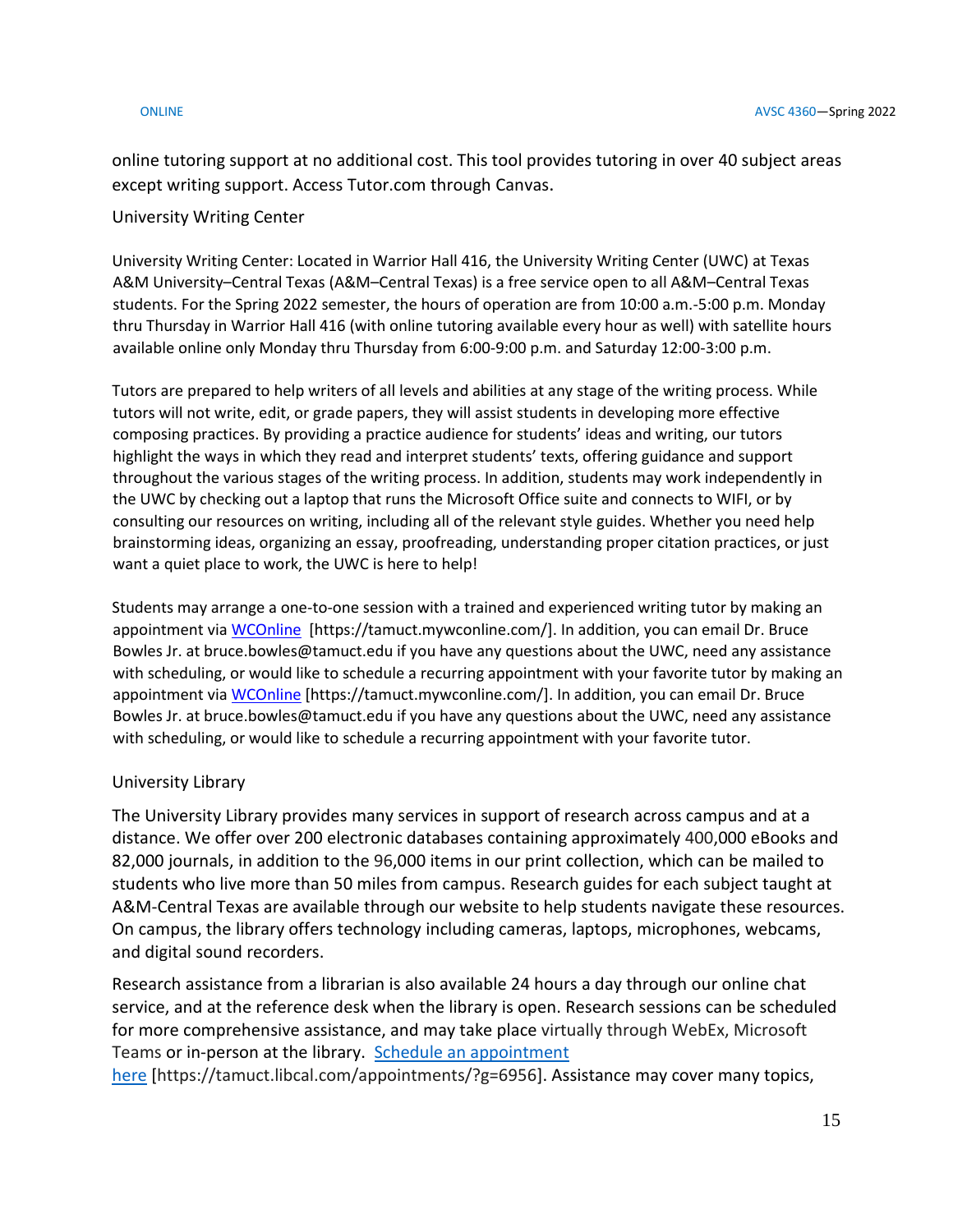online tutoring support at no additional cost. This tool provides tutoring in over 40 subject areas except writing support. Access Tutor.com through Canvas.

### University Writing Center

University Writing Center: Located in Warrior Hall 416, the University Writing Center (UWC) at Texas A&M University–Central Texas (A&M–Central Texas) is a free service open to all A&M–Central Texas students. For the Spring 2022 semester, the hours of operation are from 10:00 a.m.-5:00 p.m. Monday thru Thursday in Warrior Hall 416 (with online tutoring available every hour as well) with satellite hours available online only Monday thru Thursday from 6:00-9:00 p.m. and Saturday 12:00-3:00 p.m.

Tutors are prepared to help writers of all levels and abilities at any stage of the writing process. While tutors will not write, edit, or grade papers, they will assist students in developing more effective composing practices. By providing a practice audience for students' ideas and writing, our tutors highlight the ways in which they read and interpret students' texts, offering guidance and support throughout the various stages of the writing process. In addition, students may work independently in the UWC by checking out a laptop that runs the Microsoft Office suite and connects to WIFI, or by consulting our resources on writing, including all of the relevant style guides. Whether you need help brainstorming ideas, organizing an essay, proofreading, understanding proper citation practices, or just want a quiet place to work, the UWC is here to help!

Students may arrange a one-to-one session with a trained and experienced writing tutor by making an appointment via WCOnline [https://tamuct.mywconline.com/]. In addition, you can email Dr. Bruce Bowles Jr. at bruce.bowles@tamuct.edu if you have any questions about the UWC, need any assistance with scheduling, or would like to schedule a recurring appointment with your favorite tutor by making an appointment via WCOnline [https://tamuct.mywconline.com/]. In addition, you can email Dr. Bruce Bowles Jr. at bruce.bowles@tamuct.edu if you have any questions about the UWC, need any assistance with scheduling, or would like to schedule a recurring appointment with your favorite tutor.

### University Library

The University Library provides many services in support of research across campus and at a distance. We offer over 200 electronic databases containing approximately 400,000 eBooks and 82,000 journals, in addition to the 96,000 items in our print collection, which can be mailed to students who live more than 50 miles from campus. Research guides for each subject taught at A&M-Central Texas are available through our website to help students navigate these resources. On campus, the library offers technology including cameras, laptops, microphones, webcams, and digital sound recorders.

Research assistance from a librarian is also available 24 hours a day through our online chat service, and at the reference desk when the library is open. Research sessions can be scheduled for more comprehensive assistance, and may take place virtually through WebEx, Microsoft Teams or in-person at the library. Schedule an appointment here [https://tamuct.libcal.com/appointments/?g=6956]. Assistance may cover many topics,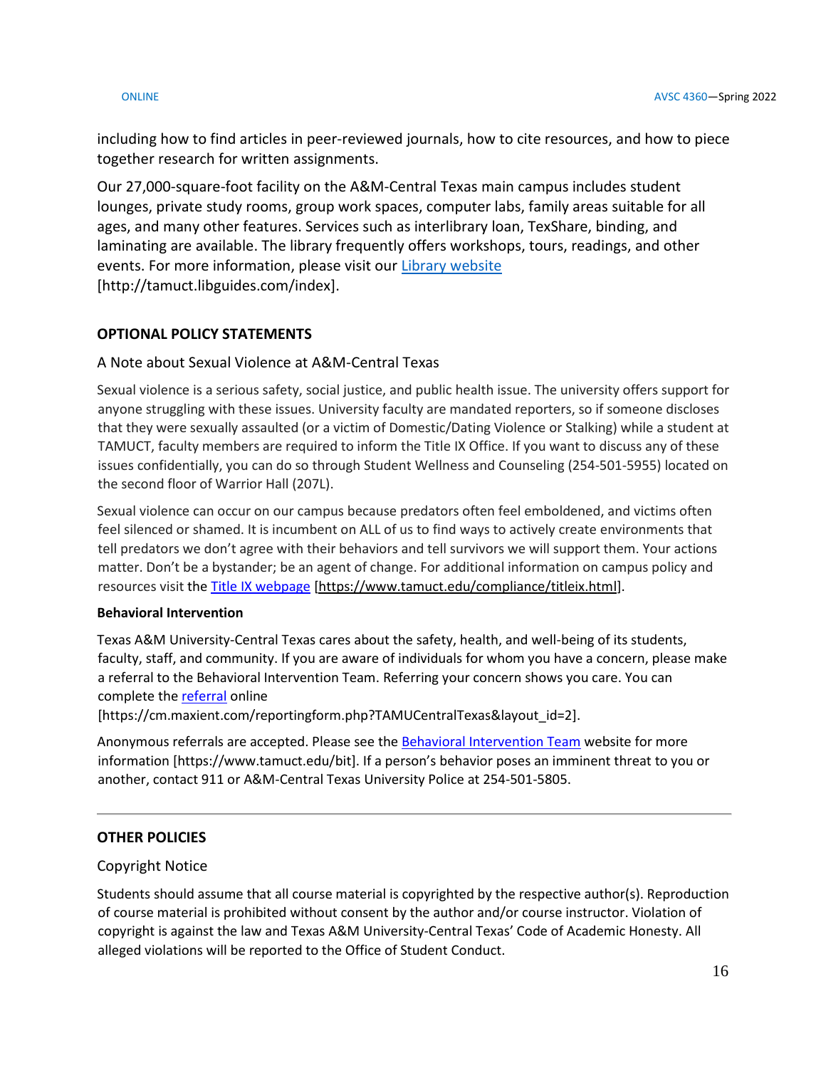including how to find articles in peer-reviewed journals, how to cite resources, and how to piece together research for written assignments.

Our 27,000-square-foot facility on the A&M-Central Texas main campus includes student lounges, private study rooms, group work spaces, computer labs, family areas suitable for all ages, and many other features. Services such as interlibrary loan, TexShare, binding, and laminating are available. The library frequently offers workshops, tours, readings, and other events. For more information, please visit our [Library website](http://tamuct.libguides.com/index) [http://tamuct.libguides.com/index].

### OPTIONAL POLICY STATEMENTS

#### A Note about Sexual Violence at A&M-Central Texas

Sexual violence is a serious safety, social justice, and public health issue. The university offers support for anyone struggling with these issues. University faculty are mandated reporters, so if someone discloses that they were sexually assaulted (or a victim of Domestic/Dating Violence or Stalking) while a student at TAMUCT, faculty members are required to inform the Title IX Office. If you want to discuss any of these issues confidentially, you can do so through Student Wellness and Counseling (254-501-5955) located on the second floor of Warrior Hall (207L).

Sexual violence can occur on our campus because predators often feel emboldened, and victims often feel silenced or shamed. It is incumbent on ALL of us to find ways to actively create environments that tell predators we don't agree with their behaviors and tell survivors we will support them. Your actions matter. Don't be a bystander; be an agent of change. For additional information on campus policy and resources visit the [Title IX webpage](https://www.tamuct.edu/compliance/titleix.html) [https://www.tamuct.edu/compliance/titleix.html].

#### Behavioral Intervention

Texas A&M University-Central Texas cares about the safety, health, and well-being of its students, faculty, staff, and community. If you are aware of individuals for whom you have a concern, please make a referral to the Behavioral Intervention Team. Referring your concern shows you care. You can complete the [referral](https://cm.maxient.com/reportingform.php?TAMUCentralTexas&layout_id=2) online [https://cm.maxient.com/reportingform.php?TAMUCentralTexas&layout_id=2].

Anonymous referrals are accepted. Please see the [Behavioral Intervention Team](https://www.tamuct.edu/bit) website for more information [https://www.tamuct.edu/bit]. If a person's behavior poses an imminent threat to you or another, contact 911 or A&M-Central Texas University Police at 254-501-5805.

---

### OTHER POLICIES

#### Copyright Notice

Students should assume that all course material is copyrighted by the respective author(s). Reproduction of course material is prohibited without consent by the author and/or course instructor. Violation of copyright is against the law and Texas A&M University-Central Texas' Code of Academic Honesty. All alleged violations will be reported to the Office of Student Conduct.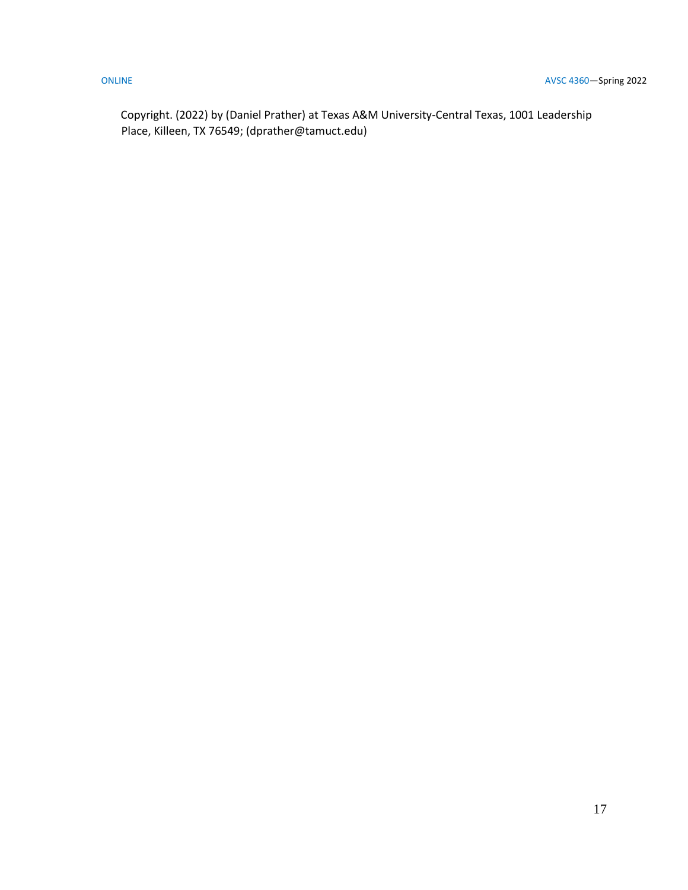Copyright. (2022) by (Daniel Prather) at Texas A&M University-Central Texas, 1001 Leadership Place, Killeen, TX 76549; (dprather@tamuct.edu)